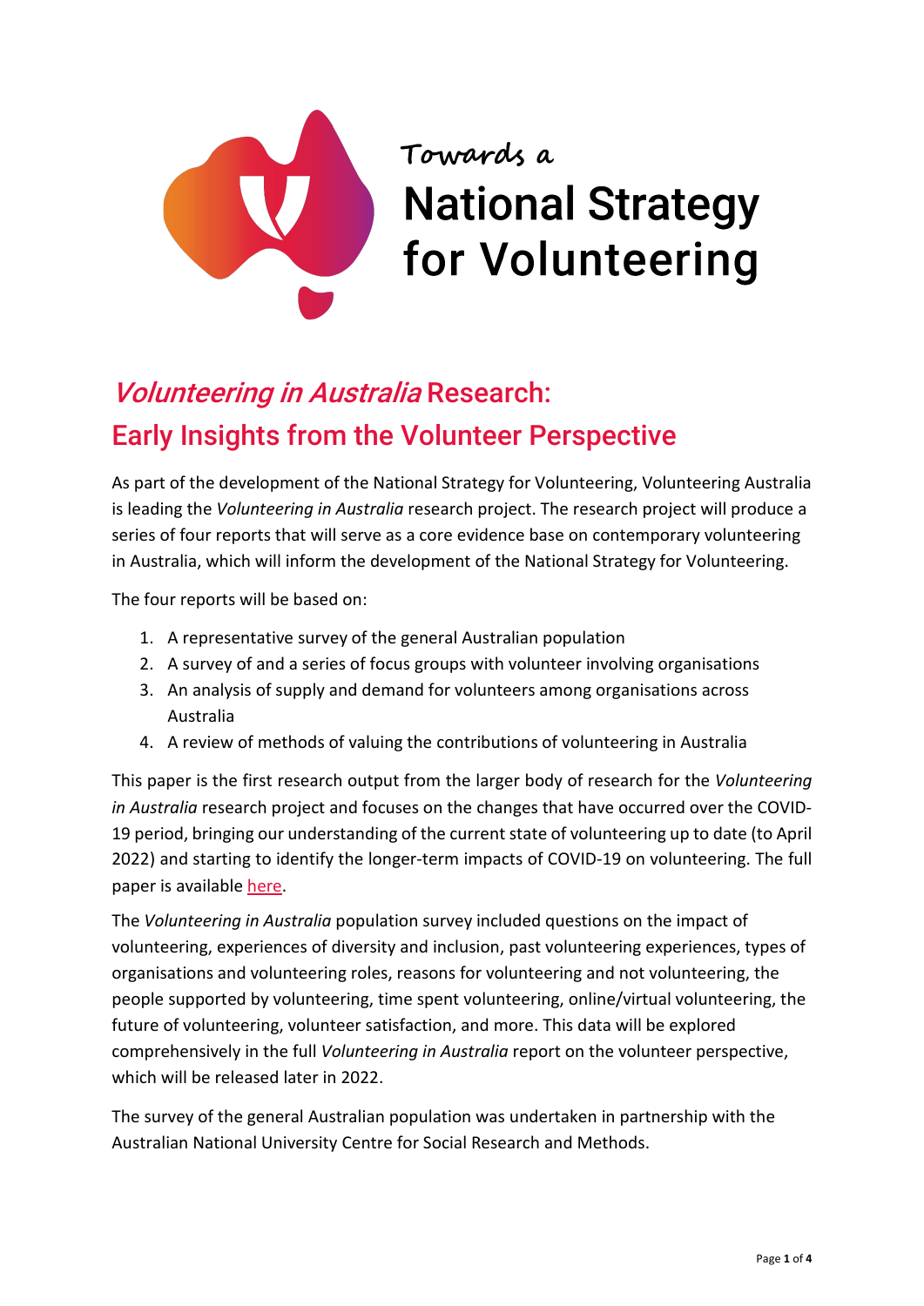Towards a

# National Strategy for Volunteering

## *Volunteering in Australia* Research: Early Insights from the Volunteer Perspective

As part of the development of the National Strategy for Volunteering, Volunteering Australia is leading the *Volunteering in Australia* research project. The research project will produce a series of four reports that will serve as a core evidence base on contemporary volunteering in Australia, which will inform the development of the National Strategy for Volunteering.

The four reports will be based on:

1. A representative survey of the general Australian population
2. A survey of and a series of focus groups with volunteer involving organisations
3. An analysis of supply and demand for volunteers among organisations across Australia
4. A review of methods of valuing the contributions of volunteering in Australia

This paper is the first research output from the larger body of research for the *Volunteering in Australia* research project and focuses on the changes that have occurred over the COVID-19 period, bringing our understanding of the current state of volunteering up to date (to April 2022) and starting to identify the longer-term impacts of COVID-19 on volunteering. The full paper is available here.

The *Volunteering in Australia* population survey included questions on the impact of volunteering, experiences of diversity and inclusion, past volunteering experiences, types of organisations and volunteering roles, reasons for volunteering and not volunteering, the people supported by volunteering, time spent volunteering, online/virtual volunteering, the future of volunteering, volunteer satisfaction, and more. This data will be explored comprehensively in the full *Volunteering in Australia* report on the volunteer perspective, which will be released later in 2022.

The survey of the general Australian population was undertaken in partnership with the Australian National University Centre for Social Research and Methods.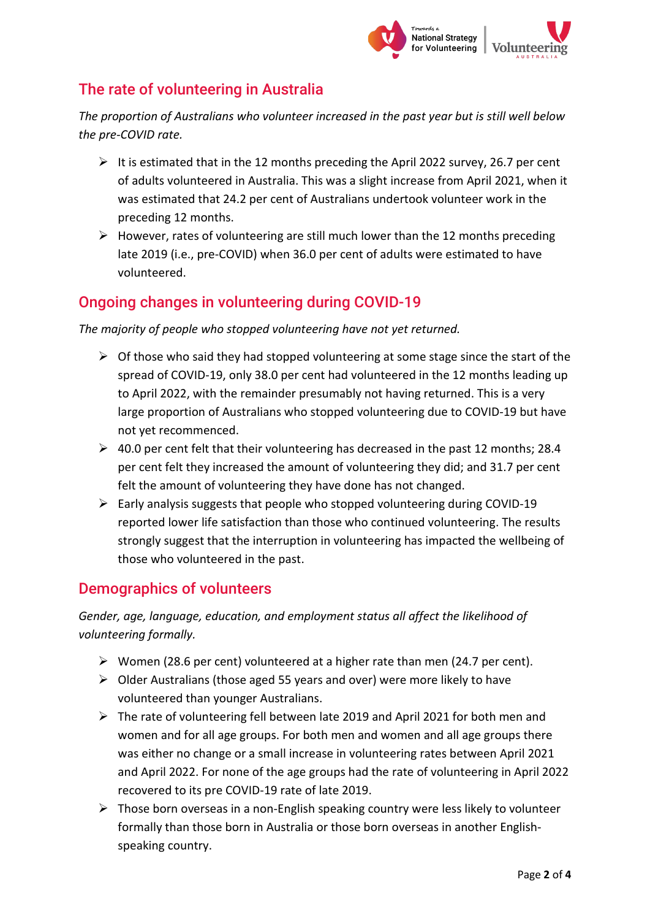## The rate of volunteering in Australia

*The proportion of Australians who volunteer increased in the past year but is still well below the pre-COVID rate.*

- It is estimated that in the 12 months preceding the April 2022 survey, 26.7 per cent of adults volunteered in Australia. This was a slight increase from April 2021, when it was estimated that 24.2 per cent of Australians undertook volunteer work in the preceding 12 months.
- However, rates of volunteering are still much lower than the 12 months preceding late 2019 (i.e., pre-COVID) when 36.0 per cent of adults were estimated to have volunteered.

## Ongoing changes in volunteering during COVID-19

*The majority of people who stopped volunteering have not yet returned.*

- Of those who said they had stopped volunteering at some stage since the start of the spread of COVID-19, only 38.0 per cent had volunteered in the 12 months leading up to April 2022, with the remainder presumably not having returned. This is a very large proportion of Australians who stopped volunteering due to COVID-19 but have not yet recommenced.
- 40.0 per cent felt that their volunteering has decreased in the past 12 months; 28.4 per cent felt they increased the amount of volunteering they did; and 31.7 per cent felt the amount of volunteering they have done has not changed.
- Early analysis suggests that people who stopped volunteering during COVID-19 reported lower life satisfaction than those who continued volunteering. The results strongly suggest that the interruption in volunteering has impacted the wellbeing of those who volunteered in the past.

## Demographics of volunteers

*Gender, age, language, education, and employment status all affect the likelihood of volunteering formally.*

- Women (28.6 per cent) volunteered at a higher rate than men (24.7 per cent).
- Older Australians (those aged 55 years and over) were more likely to have volunteered than younger Australians.
- The rate of volunteering fell between late 2019 and April 2021 for both men and women and for all age groups. For both men and women and all age groups there was either no change or a small increase in volunteering rates between April 2021 and April 2022. For none of the age groups had the rate of volunteering in April 2022 recovered to its pre COVID-19 rate of late 2019.
- Those born overseas in a non-English speaking country were less likely to volunteer formally than those born in Australia or those born overseas in another English-speaking country.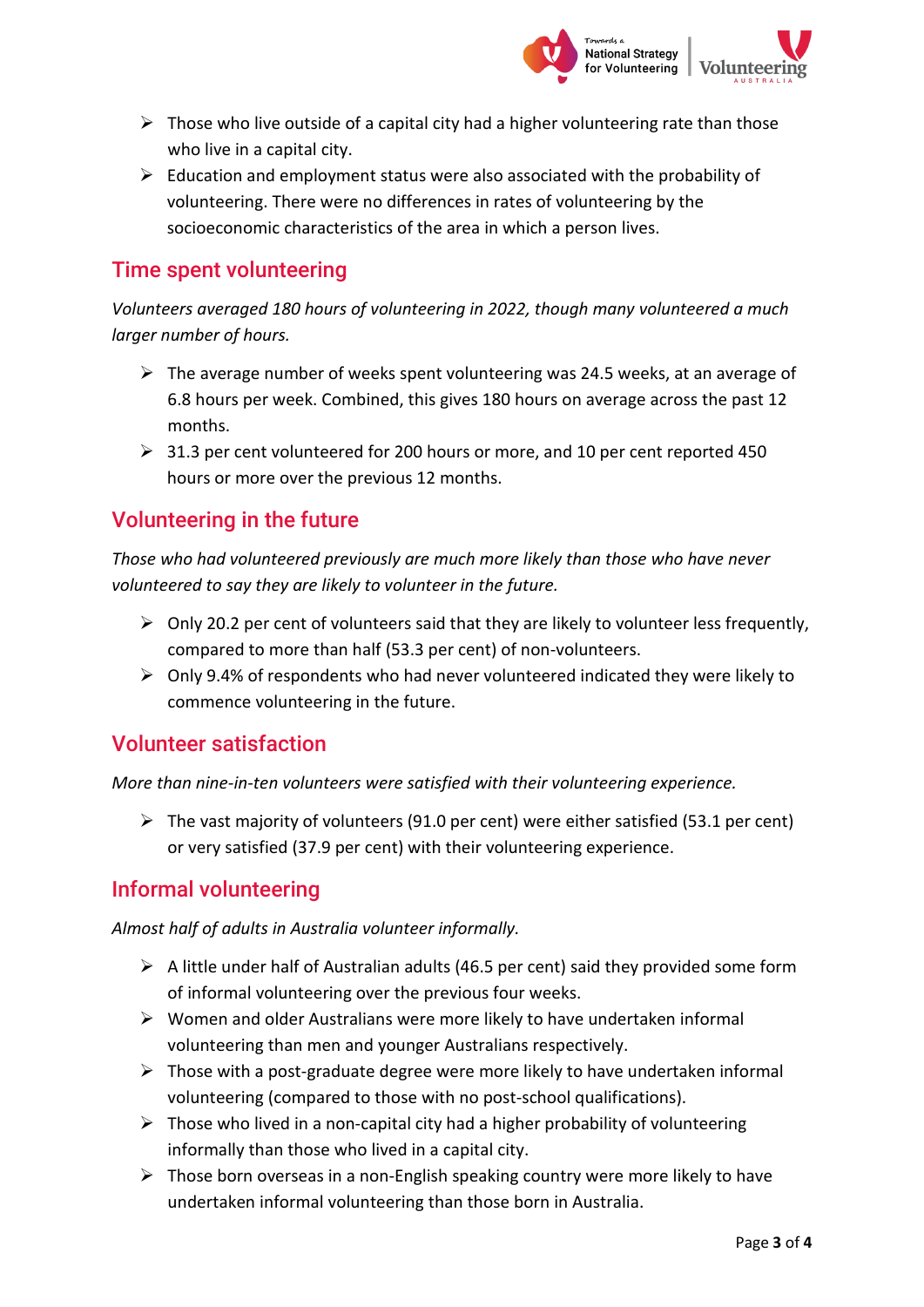- Those who live outside of a capital city had a higher volunteering rate than those who live in a capital city.
- Education and employment status were also associated with the probability of volunteering. There were no differences in rates of volunteering by the socioeconomic characteristics of the area in which a person lives.

## Time spent volunteering

*Volunteers averaged 180 hours of volunteering in 2022, though many volunteered a much larger number of hours.*

- The average number of weeks spent volunteering was 24.5 weeks, at an average of 6.8 hours per week. Combined, this gives 180 hours on average across the past 12 months.
- 31.3 per cent volunteered for 200 hours or more, and 10 per cent reported 450 hours or more over the previous 12 months.

## Volunteering in the future

*Those who had volunteered previously are much more likely than those who have never volunteered to say they are likely to volunteer in the future.*

- Only 20.2 per cent of volunteers said that they are likely to volunteer less frequently, compared to more than half (53.3 per cent) of non-volunteers.
- Only 9.4% of respondents who had never volunteered indicated they were likely to commence volunteering in the future.

## Volunteer satisfaction

*More than nine-in-ten volunteers were satisfied with their volunteering experience.*

- The vast majority of volunteers (91.0 per cent) were either satisfied (53.1 per cent) or very satisfied (37.9 per cent) with their volunteering experience.

## Informal volunteering

*Almost half of adults in Australia volunteer informally.*

- A little under half of Australian adults (46.5 per cent) said they provided some form of informal volunteering over the previous four weeks.
- Women and older Australians were more likely to have undertaken informal volunteering than men and younger Australians respectively.
- Those with a post-graduate degree were more likely to have undertaken informal volunteering (compared to those with no post-school qualifications).
- Those who lived in a non-capital city had a higher probability of volunteering informally than those who lived in a capital city.
- Those born overseas in a non-English speaking country were more likely to have undertaken informal volunteering than those born in Australia.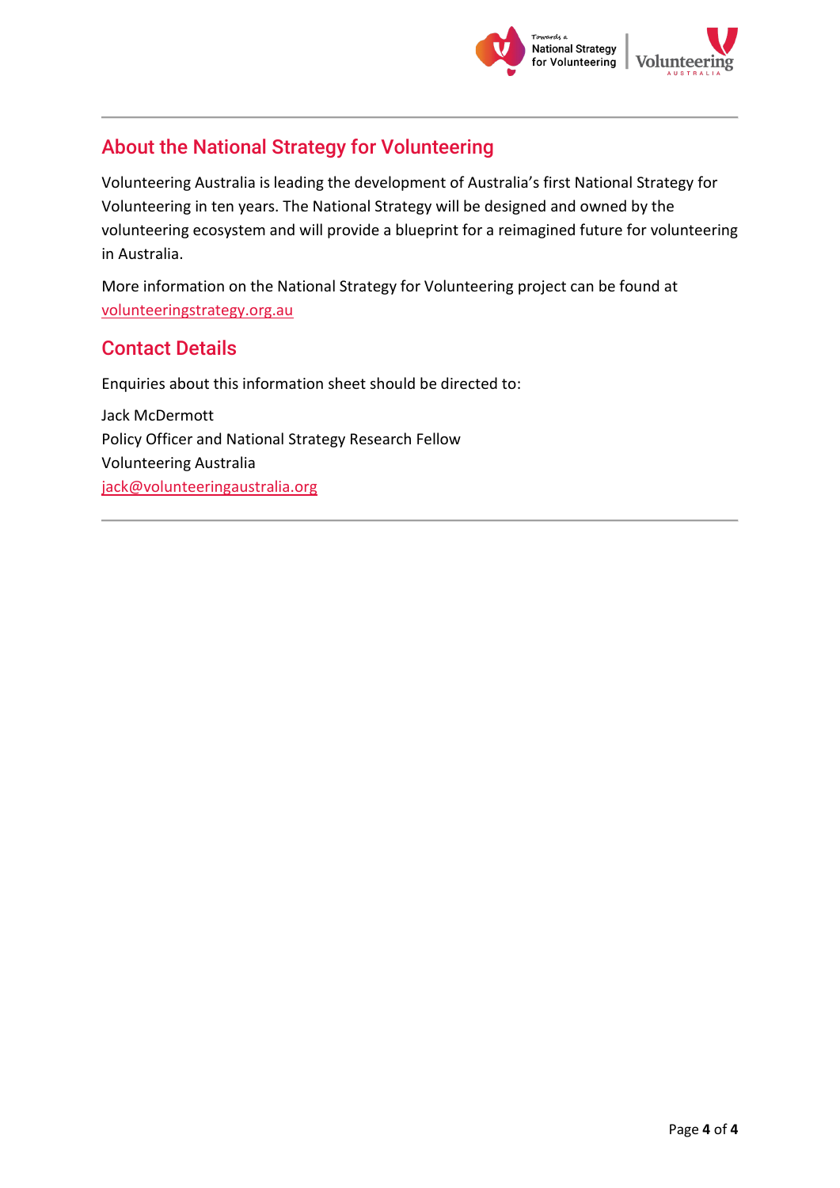## About the National Strategy for Volunteering

Volunteering Australia is leading the development of Australia's first National Strategy for Volunteering in ten years. The National Strategy will be designed and owned by the volunteering ecosystem and will provide a blueprint for a reimagined future for volunteering in Australia.

More information on the National Strategy for Volunteering project can be found at [volunteeringstrategy.org.au](volunteeringstrategy.org.au)

## Contact Details

Enquiries about this information sheet should be directed to:

Jack McDermott
Policy Officer and National Strategy Research Fellow
Volunteering Australia
[jack@volunteeringaustralia.org](mailto:jack@volunteeringaustralia.org)